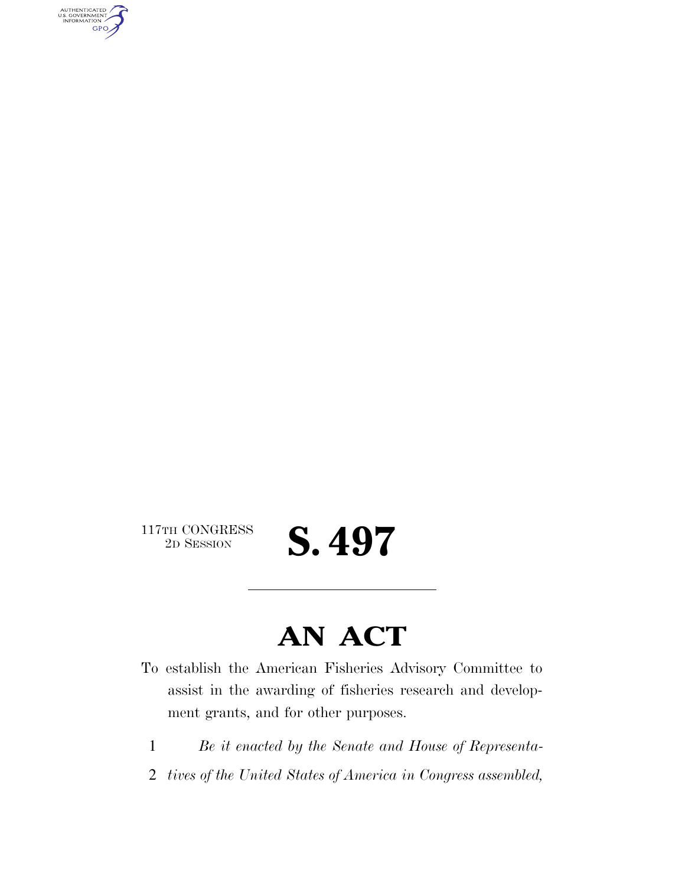117TH CONGRESS
2D SESSION

# S. 497

## AN ACT

To establish the American Fisheries Advisory Committee to assist in the awarding of fisheries research and development grants, and for other purposes.

1 *Be it enacted by the Senate and House of Representa-*
2 *tives of the United States of America in Congress assembled,*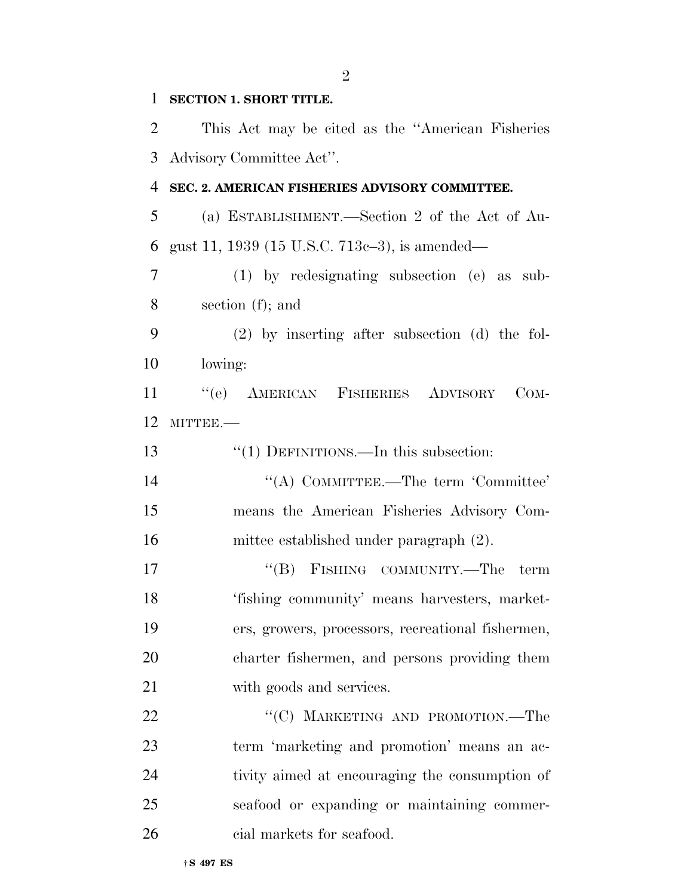**SECTION 1. SHORT TITLE.**

This Act may be cited as the ''American Fisheries Advisory Committee Act''.

**SEC. 2. AMERICAN FISHERIES ADVISORY COMMITTEE.**

(a) ESTABLISHMENT.—Section 2 of the Act of August 11, 1939 (15 U.S.C. 713c–3), is amended—

(1) by redesignating subsection (e) as subsection (f); and

(2) by inserting after subsection (d) the following:

''(e) AMERICAN FISHERIES ADVISORY COMMITTEE.—

''(1) DEFINITIONS.—In this subsection:

''(A) COMMITTEE.—The term 'Committee' means the American Fisheries Advisory Committee established under paragraph (2).

''(B) FISHING COMMUNITY.—The term 'fishing community' means harvesters, marketers, growers, processors, recreational fishermen, charter fishermen, and persons providing them with goods and services.

''(C) MARKETING AND PROMOTION.—The term 'marketing and promotion' means an activity aimed at encouraging the consumption of seafood or expanding or maintaining commercial markets for seafood.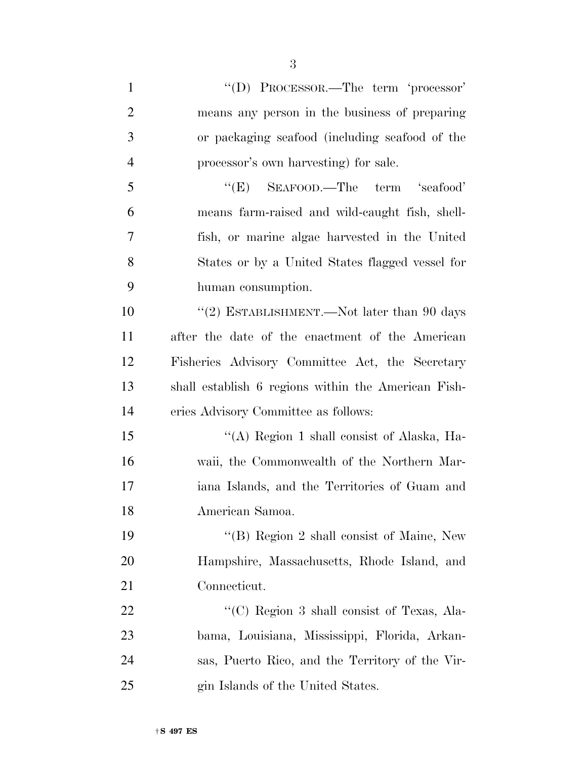"(D) PROCESSOR.—The term 'processor' means any person in the business of preparing or packaging seafood (including seafood of the processor's own harvesting) for sale.

"(E) SEAFOOD.—The term 'seafood' means farm-raised and wild-caught fish, shellfish, or marine algae harvested in the United States or by a United States flagged vessel for human consumption.

"(2) ESTABLISHMENT.—Not later than 90 days after the date of the enactment of the American Fisheries Advisory Committee Act, the Secretary shall establish 6 regions within the American Fisheries Advisory Committee as follows:

"(A) Region 1 shall consist of Alaska, Hawaii, the Commonwealth of the Northern Mariana Islands, and the Territories of Guam and American Samoa.

"(B) Region 2 shall consist of Maine, New Hampshire, Massachusetts, Rhode Island, and Connecticut.

"(C) Region 3 shall consist of Texas, Alabama, Louisiana, Mississippi, Florida, Arkansas, Puerto Rico, and the Territory of the Virgin Islands of the United States.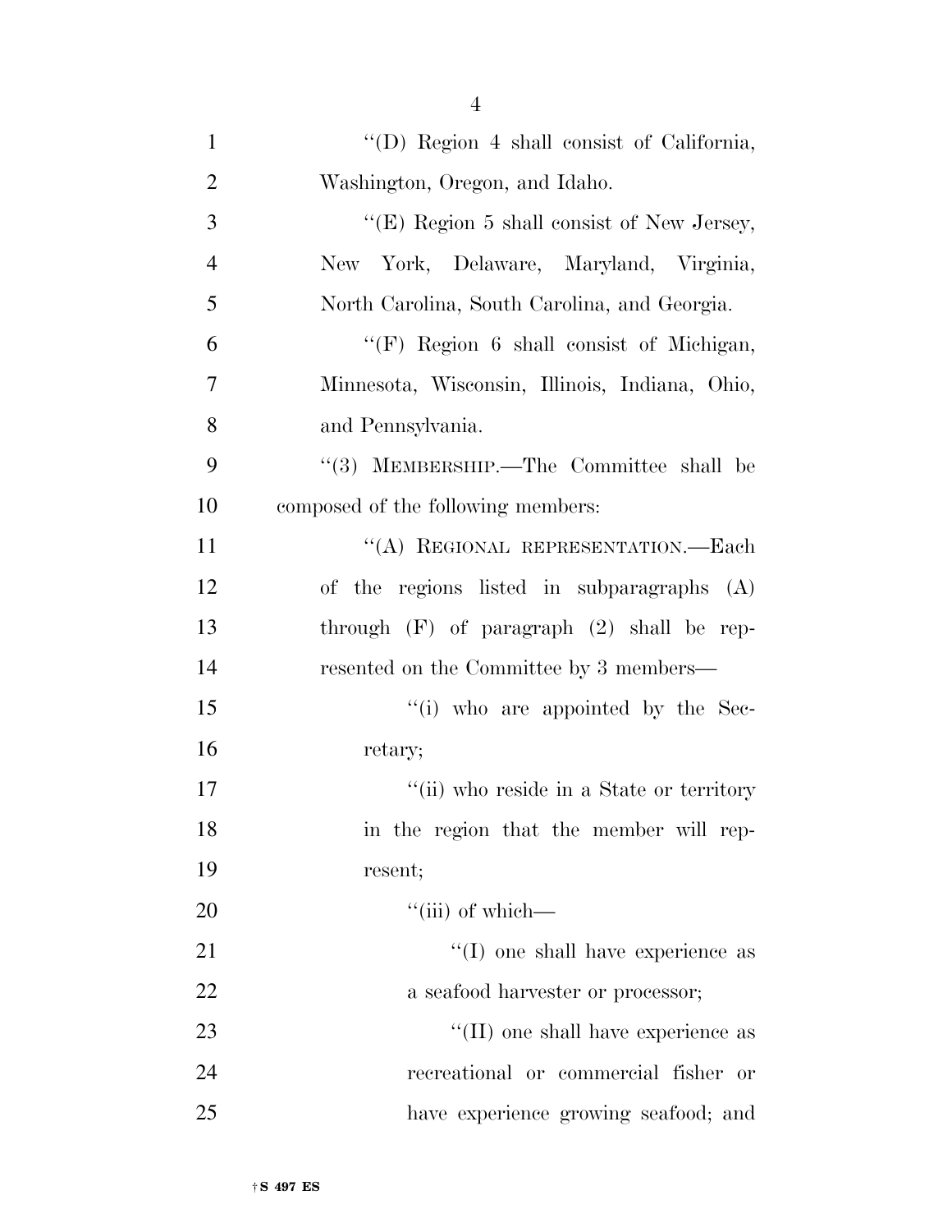"(D) Region 4 shall consist of California, Washington, Oregon, and Idaho.

"(E) Region 5 shall consist of New Jersey, New York, Delaware, Maryland, Virginia, North Carolina, South Carolina, and Georgia.

"(F) Region 6 shall consist of Michigan, Minnesota, Wisconsin, Illinois, Indiana, Ohio, and Pennsylvania.

"(3) MEMBERSHIP.—The Committee shall be composed of the following members:

"(A) REGIONAL REPRESENTATION.—Each of the regions listed in subparagraphs (A) through (F) of paragraph (2) shall be represented on the Committee by 3 members—

"(i) who are appointed by the Secretary;

"(ii) who reside in a State or territory in the region that the member will represent;

"(iii) of which—

"(I) one shall have experience as a seafood harvester or processor;

"(II) one shall have experience as recreational or commercial fisher or have experience growing seafood; and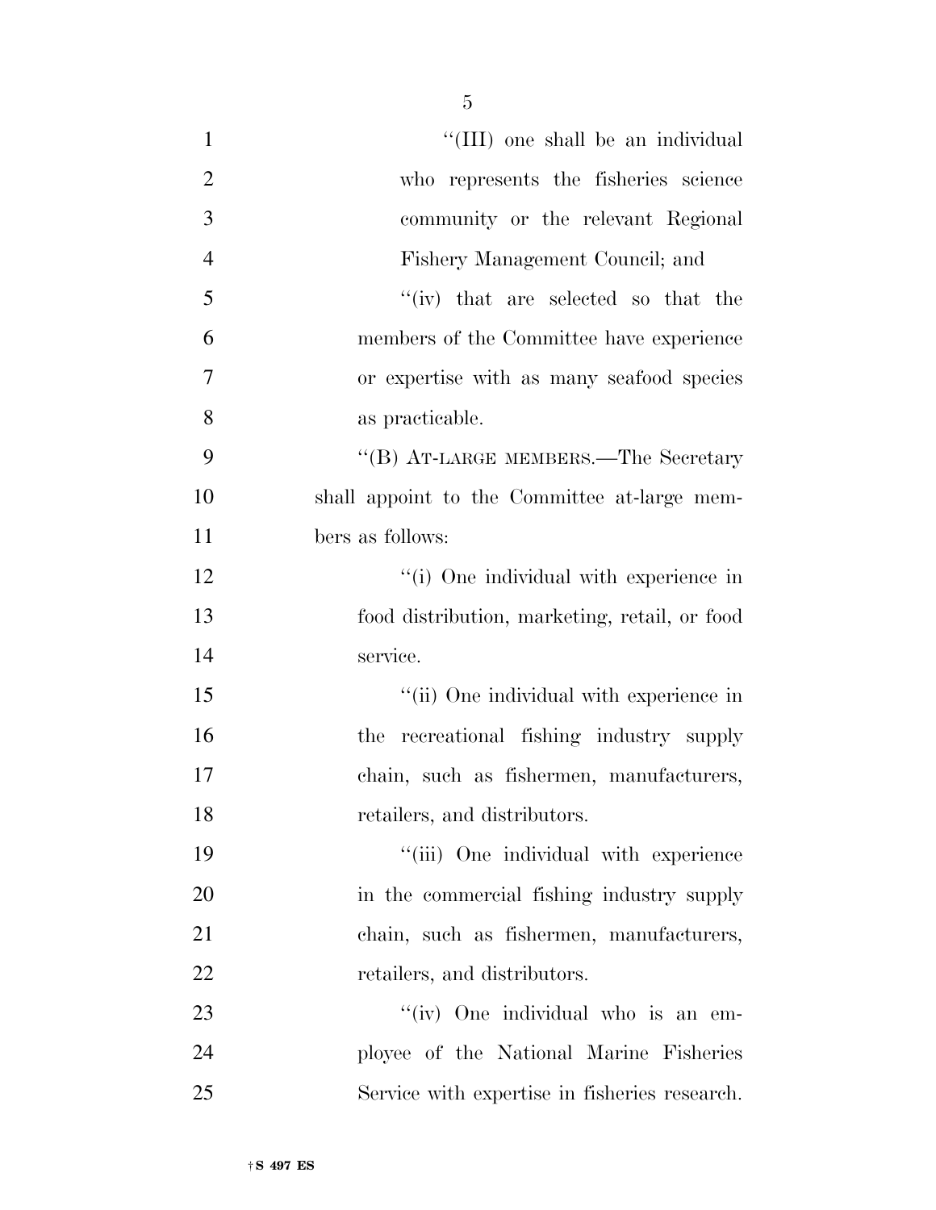"(III) one shall be an individual who represents the fisheries science community or the relevant Regional Fishery Management Council; and

"(iv) that are selected so that the members of the Committee have experience or expertise with as many seafood species as practicable.

"(B) AT-LARGE MEMBERS.—The Secretary shall appoint to the Committee at-large members as follows:

"(i) One individual with experience in food distribution, marketing, retail, or food service.

"(ii) One individual with experience in the recreational fishing industry supply chain, such as fishermen, manufacturers, retailers, and distributors.

"(iii) One individual with experience in the commercial fishing industry supply chain, such as fishermen, manufacturers, retailers, and distributors.

"(iv) One individual who is an employee of the National Marine Fisheries Service with expertise in fisheries research.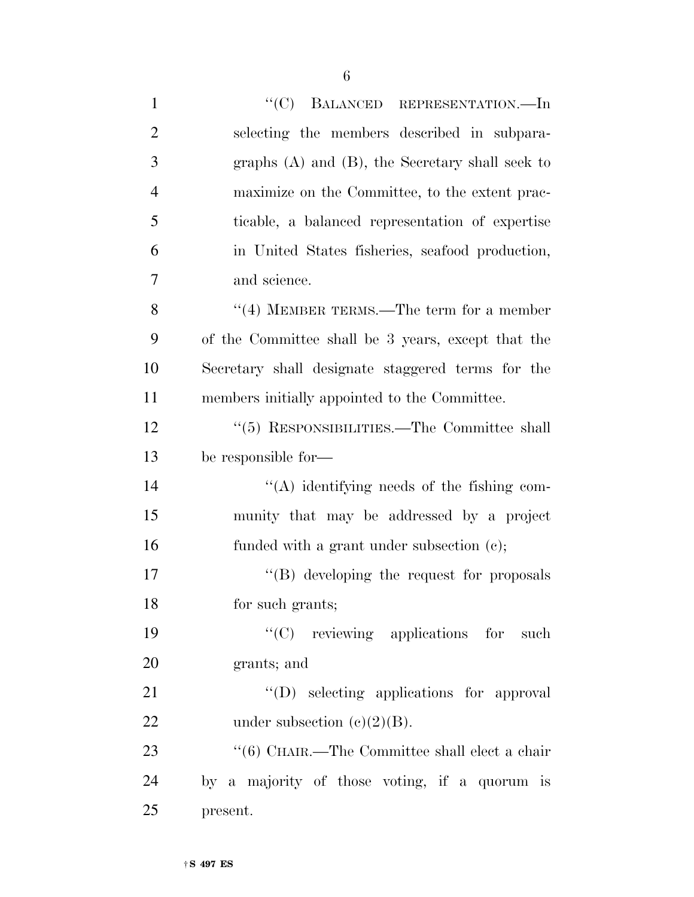"(C) BALANCED REPRESENTATION.—In selecting the members described in subparagraphs (A) and (B), the Secretary shall seek to maximize on the Committee, to the extent practicable, a balanced representation of expertise in United States fisheries, seafood production, and science.

"(4) MEMBER TERMS.—The term for a member of the Committee shall be 3 years, except that the Secretary shall designate staggered terms for the members initially appointed to the Committee.

"(5) RESPONSIBILITIES.—The Committee shall be responsible for—

"(A) identifying needs of the fishing community that may be addressed by a project funded with a grant under subsection (c);

"(B) developing the request for proposals for such grants;

"(C) reviewing applications for such grants; and

"(D) selecting applications for approval under subsection (c)(2)(B).

"(6) CHAIR.—The Committee shall elect a chair by a majority of those voting, if a quorum is present.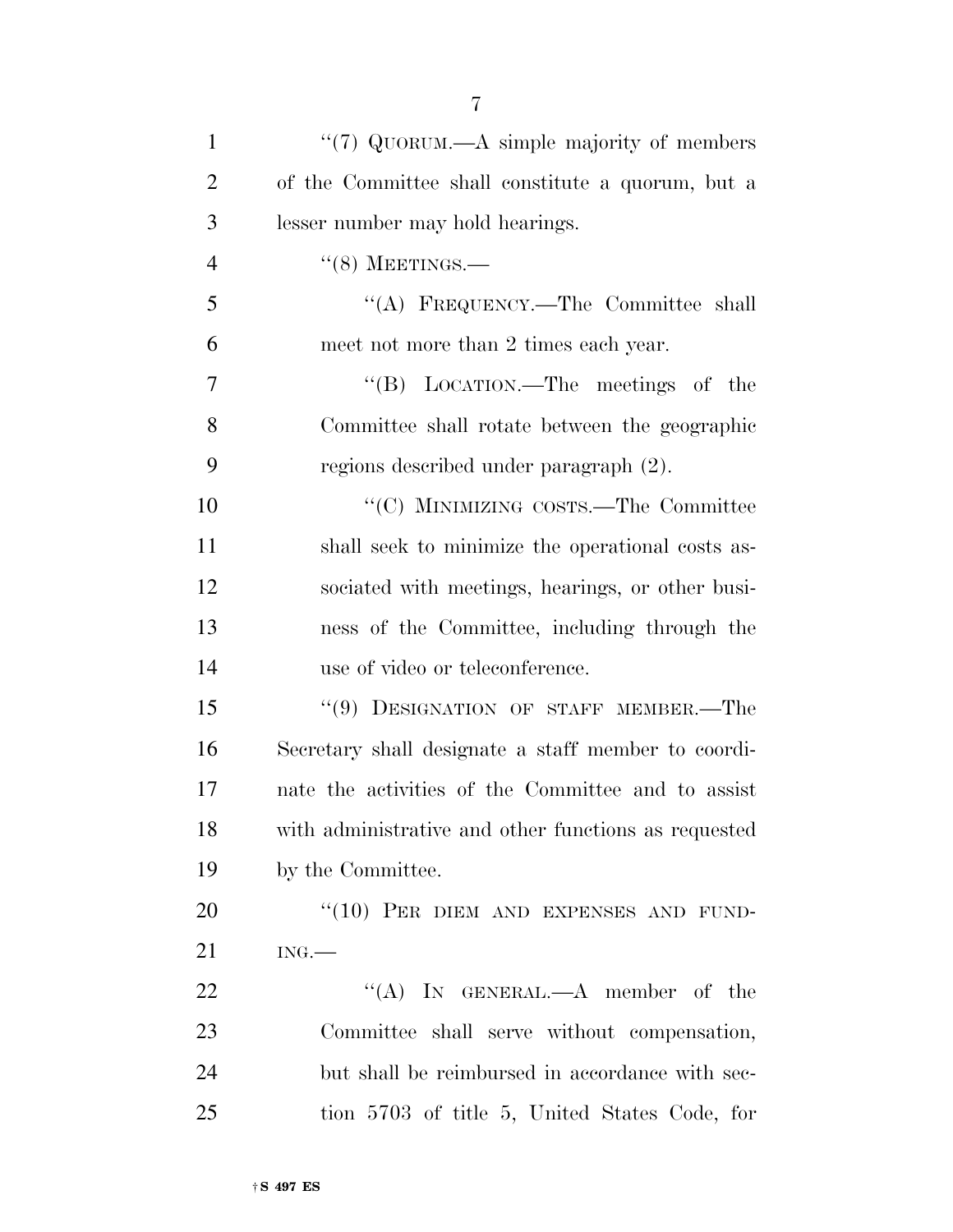"(7) QUORUM.—A simple majority of members of the Committee shall constitute a quorum, but a lesser number may hold hearings.

"(8) MEETINGS.—

"(A) FREQUENCY.—The Committee shall meet not more than 2 times each year.

"(B) LOCATION.—The meetings of the Committee shall rotate between the geographic regions described under paragraph (2).

"(C) MINIMIZING COSTS.—The Committee shall seek to minimize the operational costs associated with meetings, hearings, or other business of the Committee, including through the use of video or teleconference.

"(9) DESIGNATION OF STAFF MEMBER.—The Secretary shall designate a staff member to coordinate the activities of the Committee and to assist with administrative and other functions as requested by the Committee.

"(10) PER DIEM AND EXPENSES AND FUNDING.—

"(A) IN GENERAL.—A member of the Committee shall serve without compensation, but shall be reimbursed in accordance with section 5703 of title 5, United States Code, for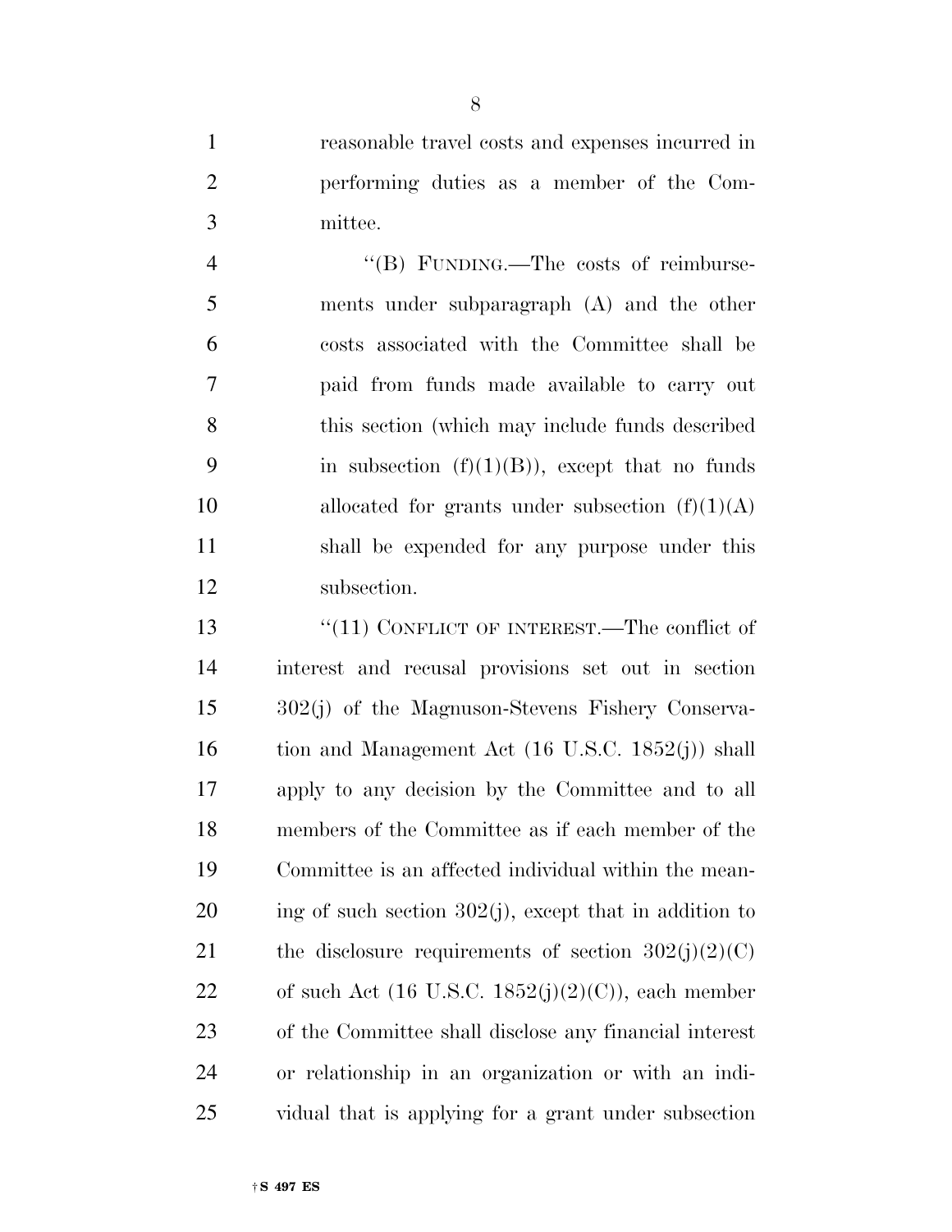reasonable travel costs and expenses incurred in performing duties as a member of the Committee.

"(B) FUNDING.—The costs of reimbursements under subparagraph (A) and the other costs associated with the Committee shall be paid from funds made available to carry out this section (which may include funds described in subsection (f)(1)(B)), except that no funds allocated for grants under subsection (f)(1)(A) shall be expended for any purpose under this subsection.

"(11) CONFLICT OF INTEREST.—The conflict of interest and recusal provisions set out in section 302(j) of the Magnuson-Stevens Fishery Conservation and Management Act (16 U.S.C. 1852(j)) shall apply to any decision by the Committee and to all members of the Committee as if each member of the Committee is an affected individual within the meaning of such section 302(j), except that in addition to the disclosure requirements of section 302(j)(2)(C) of such Act (16 U.S.C. 1852(j)(2)(C)), each member of the Committee shall disclose any financial interest or relationship in an organization or with an individual that is applying for a grant under subsection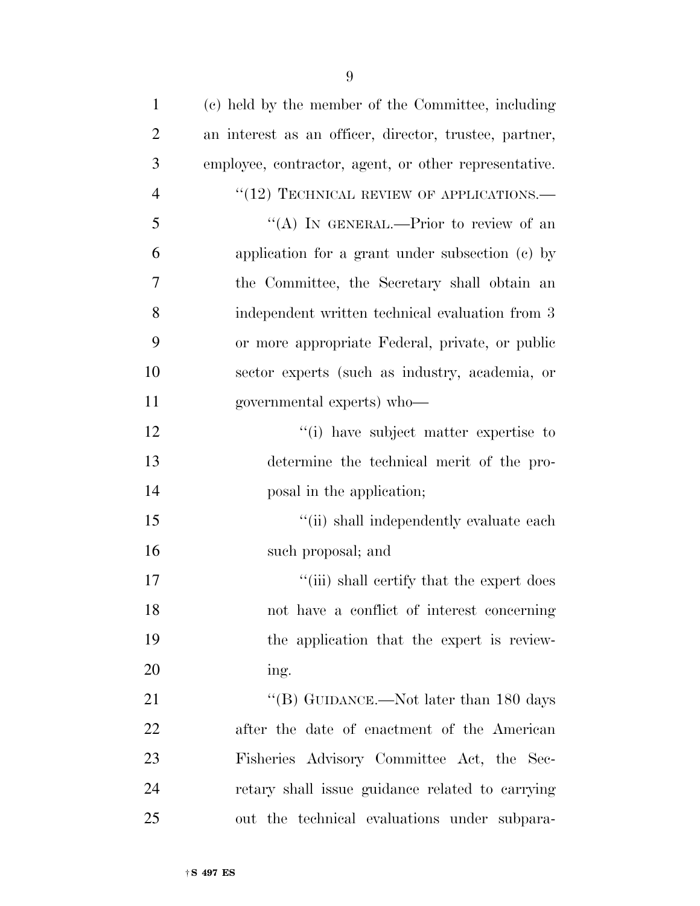(c) held by the member of the Committee, including an interest as an officer, director, trustee, partner, employee, contractor, agent, or other representative.

"(12) TECHNICAL REVIEW OF APPLICATIONS.—

"(A) IN GENERAL.—Prior to review of an application for a grant under subsection (c) by the Committee, the Secretary shall obtain an independent written technical evaluation from 3 or more appropriate Federal, private, or public sector experts (such as industry, academia, or governmental experts) who—

"(i) have subject matter expertise to determine the technical merit of the proposal in the application;

"(ii) shall independently evaluate each such proposal; and

"(iii) shall certify that the expert does not have a conflict of interest concerning the application that the expert is reviewing.

"(B) GUIDANCE.—Not later than 180 days after the date of enactment of the American Fisheries Advisory Committee Act, the Secretary shall issue guidance related to carrying out the technical evaluations under subpara-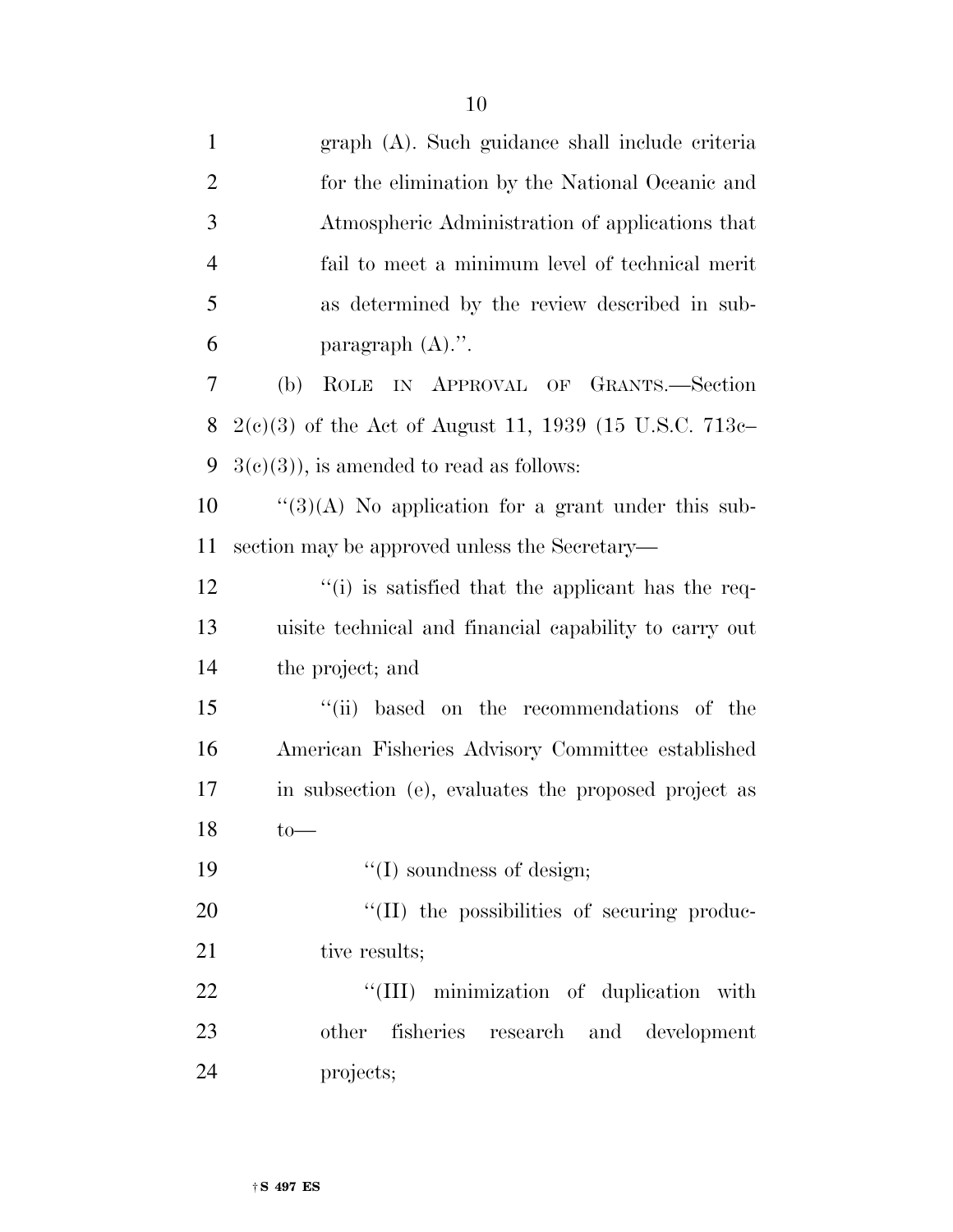graph (A). Such guidance shall include criteria for the elimination by the National Oceanic and Atmospheric Administration of applications that fail to meet a minimum level of technical merit as determined by the review described in subparagraph (A).''.

(b) ROLE IN APPROVAL OF GRANTS.—Section 2(c)(3) of the Act of August 11, 1939 (15 U.S.C. 713c–3(c)(3)), is amended to read as follows:

''(3)(A) No application for a grant under this subsection may be approved unless the Secretary—

''(i) is satisfied that the applicant has the requisite technical and financial capability to carry out the project; and

''(ii) based on the recommendations of the American Fisheries Advisory Committee established in subsection (e), evaluates the proposed project as to—

''(I) soundness of design;

''(II) the possibilities of securing productive results;

''(III) minimization of duplication with other fisheries research and development projects;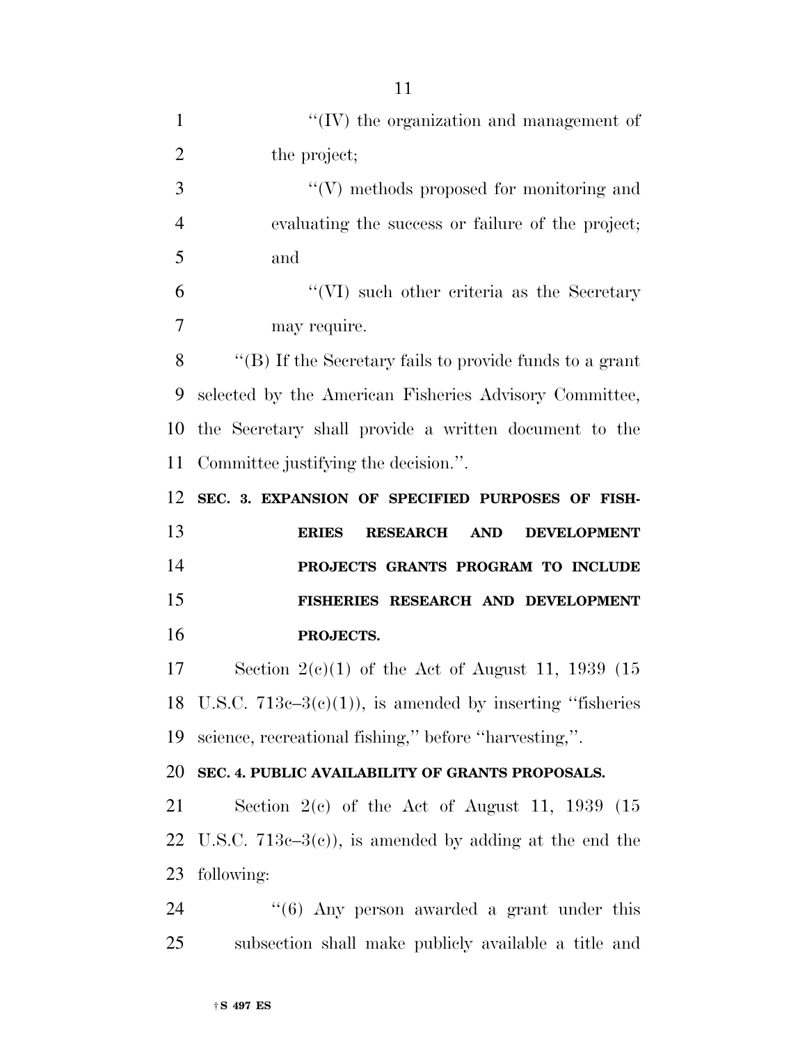''(IV) the organization and management of the project;

''(V) methods proposed for monitoring and evaluating the success or failure of the project; and

''(VI) such other criteria as the Secretary may require.

''(B) If the Secretary fails to provide funds to a grant selected by the American Fisheries Advisory Committee, the Secretary shall provide a written document to the Committee justifying the decision.''.

**SEC. 3. EXPANSION OF SPECIFIED PURPOSES OF FISHERIES RESEARCH AND DEVELOPMENT PROJECTS GRANTS PROGRAM TO INCLUDE FISHERIES RESEARCH AND DEVELOPMENT PROJECTS.**

Section 2(c)(1) of the Act of August 11, 1939 (15 U.S.C. 713c–3(c)(1)), is amended by inserting ''fisheries science, recreational fishing,'' before ''harvesting,''.

**SEC. 4. PUBLIC AVAILABILITY OF GRANTS PROPOSALS.**

Section 2(c) of the Act of August 11, 1939 (15 U.S.C. 713c–3(c)), is amended by adding at the end the following:

''(6) Any person awarded a grant under this subsection shall make publicly available a title and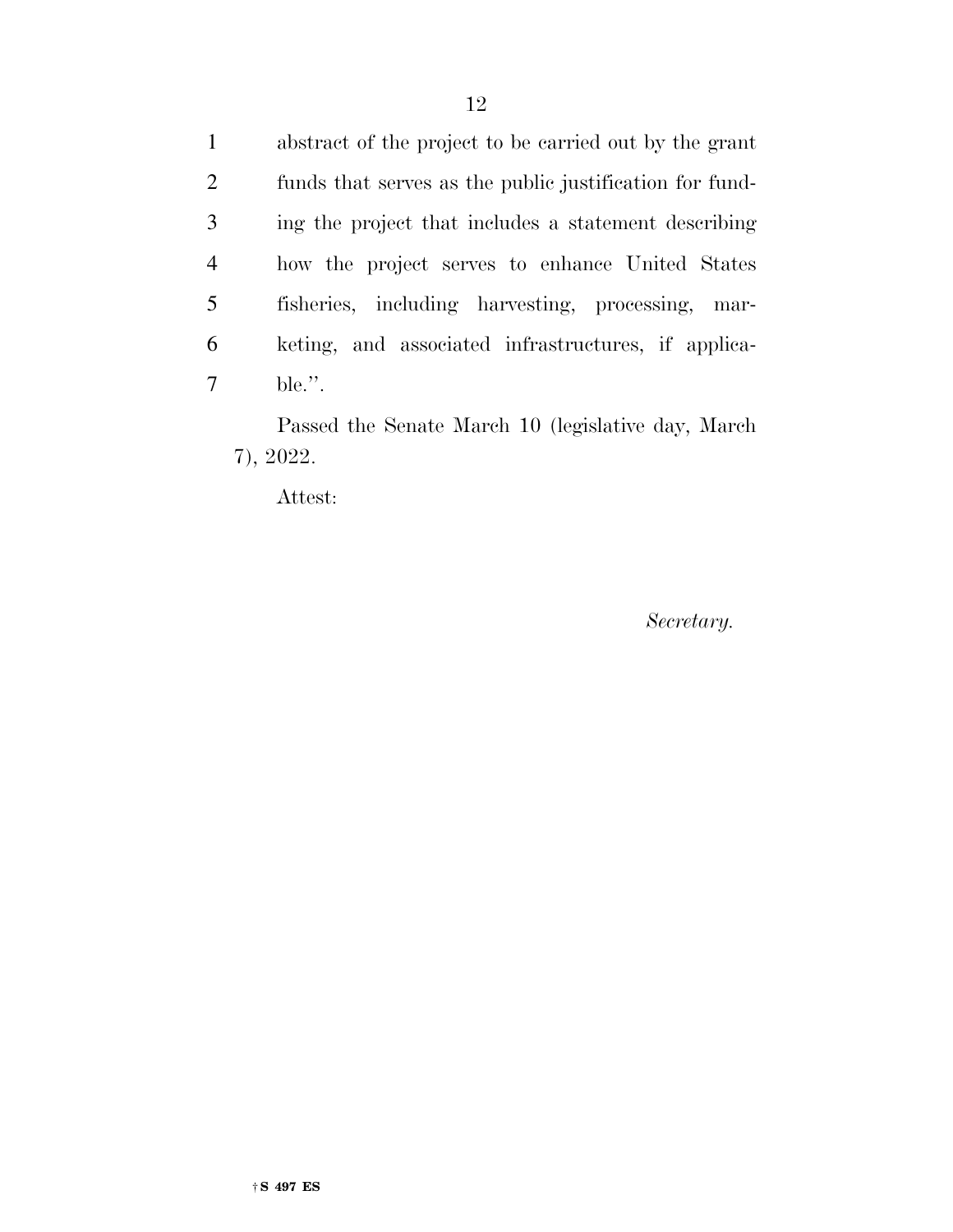abstract of the project to be carried out by the grant funds that serves as the public justification for funding the project that includes a statement describing how the project serves to enhance United States fisheries, including harvesting, processing, marketing, and associated infrastructures, if applicable.''.

Passed the Senate March 10 (legislative day, March 7), 2022.

Attest:

*Secretary.*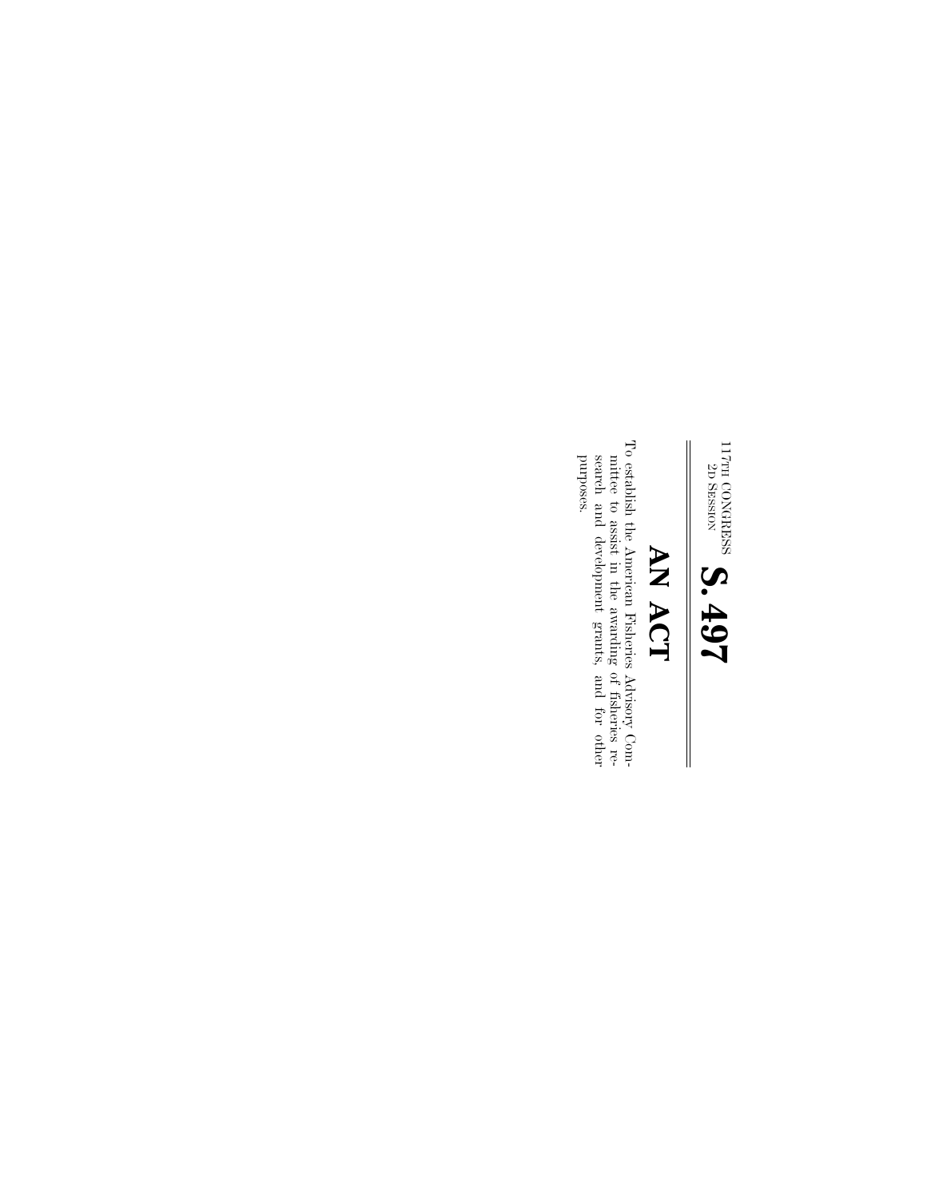117TH CONGRESS
2D SESSION

# S. 497

---

# AN ACT

To establish the American Fisheries Advisory Committee to assist in the awarding of fisheries research and development grants, and for other purposes.